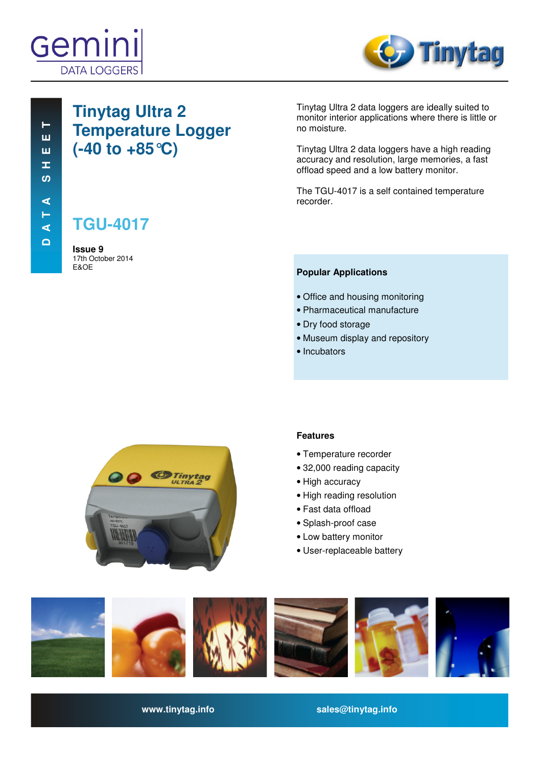DATA SHEET

# Tinytag Ultra 2 Temperature Logger (-40 to +85°C)

## TGU-4017

**Issue 9**
17th October 2014
E&OE

Tinytag Ultra 2 data loggers are ideally suited to monitor interior applications where there is little or no moisture.

Tinytag Ultra 2 data loggers have a high reading accuracy and resolution, large memories, a fast offload speed and a low battery monitor.

The TGU-4017 is a self contained temperature recorder.

### Popular Applications

- Office and housing monitoring
- Pharmaceutical manufacture
- Dry food storage
- Museum display and repository
- Incubators

### Features

- Temperature recorder
- 32,000 reading capacity
- High accuracy
- High reading resolution
- Fast data offload
- Splash-proof case
- Low battery monitor
- User-replaceable battery

www.tinytag.info sales@tinytag.info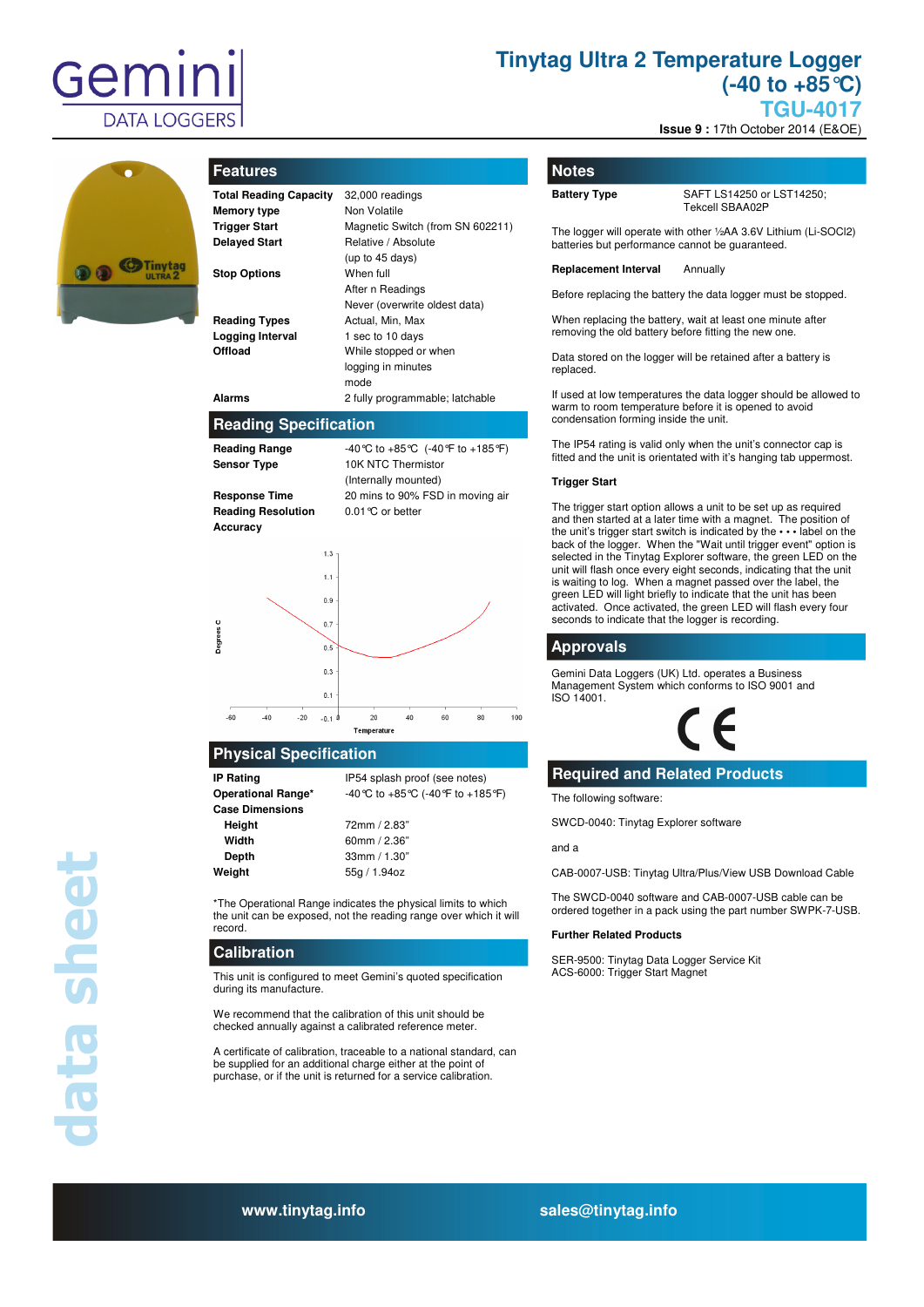# Tinytag Ultra 2 Temperature Logger (-40 to +85°C)

## TGU-4017

**Issue 9 :** 17th October 2014 (E&OE)

## Features

| | |
|---|---|
| **Total Reading Capacity** | 32,000 readings |
| **Memory type** | Non Volatile |
| **Trigger Start** | Magnetic Switch (from SN 602211) |
| **Delayed Start** | Relative / Absolute (up to 45 days) |
| **Stop Options** | When full<br>After n Readings<br>Never (overwrite oldest data) |
| **Reading Types** | Actual, Min, Max |
| **Logging Interval** | 1 sec to 10 days |
| **Offload** | While stopped or when logging in minutes mode |
| **Alarms** | 2 fully programmable; latchable |

## Reading Specification

| | |
|---|---|
| **Reading Range** | -40°C to +85°C (-40°F to +185°F) |
| **Sensor Type** | 10K NTC Thermistor (Internally mounted) |
| **Response Time** | 20 mins to 90% FSD in moving air |
| **Reading Resolution** | 0.01°C or better |
| **Accuracy** | |

Degrees C

1.3
1.1
0.9
0.7
0.5
0.3
0.1
-0.1

-60 -40 -20 0 20 40 60 80 100

Temperature

## Physical Specification

| | |
|---|---|
| **IP Rating** | IP54 splash proof (see notes) |
| **Operational Range*** | -40°C to +85°C (-40°F to +185°F) |
| **Case Dimensions** | |
| **Height** | 72mm / 2.83" |
| **Width** | 60mm / 2.36" |
| **Depth** | 33mm / 1.30" |
| **Weight** | 55g / 1.94oz |

*The Operational Range indicates the physical limits to which the unit can be exposed, not the reading range over which it will record.

## Calibration

This unit is configured to meet Gemini's quoted specification during its manufacture.

We recommend that the calibration of this unit should be checked annually against a calibrated reference meter.

A certificate of calibration, traceable to a national standard, can be supplied for an additional charge either at the point of purchase, or if the unit is returned for a service calibration.

## Notes

| | |
|---|---|
| **Battery Type** | SAFT LS14250 or LST14250; Tekcell SBAA02P |

The logger will operate with other ½AA 3.6V Lithium (Li-SOCl2) batteries but performance cannot be guaranteed.

| | |
|---|---|
| **Replacement Interval** | Annually |

Before replacing the battery the data logger must be stopped.

When replacing the battery, wait at least one minute after removing the old battery before fitting the new one.

Data stored on the logger will be retained after a battery is replaced.

If used at low temperatures the data logger should be allowed to warm to room temperature before it is opened to avoid condensation forming inside the unit.

The IP54 rating is valid only when the unit's connector cap is fitted and the unit is orientated with it's hanging tab uppermost.

**Trigger Start**

The trigger start option allows a unit to be set up as required and then started at a later time with a magnet. The position of the unit's trigger start switch is indicated by the • • • label on the back of the logger. When the "Wait until trigger event" option is selected in the Tinytag Explorer software, the green LED on the unit will flash once every eight seconds, indicating that the unit is waiting to log. When a magnet passed over the label, the green LED will light briefly to indicate that the unit has been activated. Once activated, the green LED will flash every four seconds to indicate that the logger is recording.

## Approvals

Gemini Data Loggers (UK) Ltd. operates a Business Management System which conforms to ISO 9001 and ISO 14001.

CE

## Required and Related Products

The following software:

SWCD-0040: Tinytag Explorer software

and a

CAB-0007-USB: Tinytag Ultra/Plus/View USB Download Cable

The SWCD-0040 software and CAB-0007-USB cable can be ordered together in a pack using the part number SWPK-7-USB.

**Further Related Products**

SER-9500: Tinytag Data Logger Service Kit
ACS-6000: Trigger Start Magnet

data sheet

www.tinytag.info sales@tinytag.info